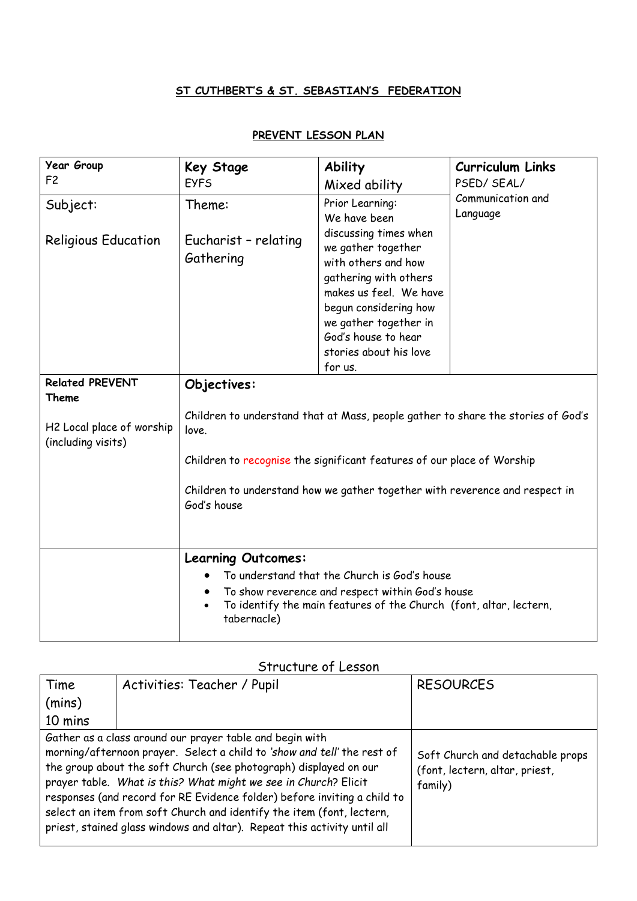**ST CUTHBERT'S & ST. SEBASTIAN'S FEDERATION**

**PREVENT LESSON PLAN**

| **Year Group**<br>F2 | **Key Stage**<br>EYFS | **Ability**<br>Mixed ability | **Curriculum Links**<br>PSED/ SEAL/<br>Communication and Language |
|---|---|---|---|
| Subject:<br><br>Religious Education | Theme:<br><br>Eucharist – relating<br>Gathering | Prior Learning:<br>We have been discussing times when we gather together with others and how gathering with others makes us feel. We have begun considering how we gather together in God's house to hear stories about his love for us. | |
| **Related PREVENT Theme**<br><br>H2 Local place of worship (including visits) | **Objectives:**<br><br>Children to understand that at Mass, people gather to share the stories of God's love.<br><br>Children to recognise the significant features of our place of Worship<br><br>Children to understand how we gather together with reverence and respect in God's house | | |
| | **Learning Outcomes:**<br>• To understand that the Church is God's house<br>• To show reverence and respect within God's house<br>• To identify the main features of the Church (font, altar, lectern, tabernacle) | | |

Structure of Lesson

| Time (mins)<br>10 mins | Activities: Teacher / Pupil | RESOURCES |
|---|---|---|
| Gather as a class around our prayer table and begin with morning/afternoon prayer. Select a child to *'show and tell'* the rest of the group about the soft Church (see photograph) displayed on our prayer table. *What is this? What might we see in Church?* Elicit responses (and record for RE Evidence folder) before inviting a child to select an item from soft Church and identify the item (font, lectern, priest, stained glass windows and altar). Repeat this activity until all | | Soft Church and detachable props (font, lectern, altar, priest, family) |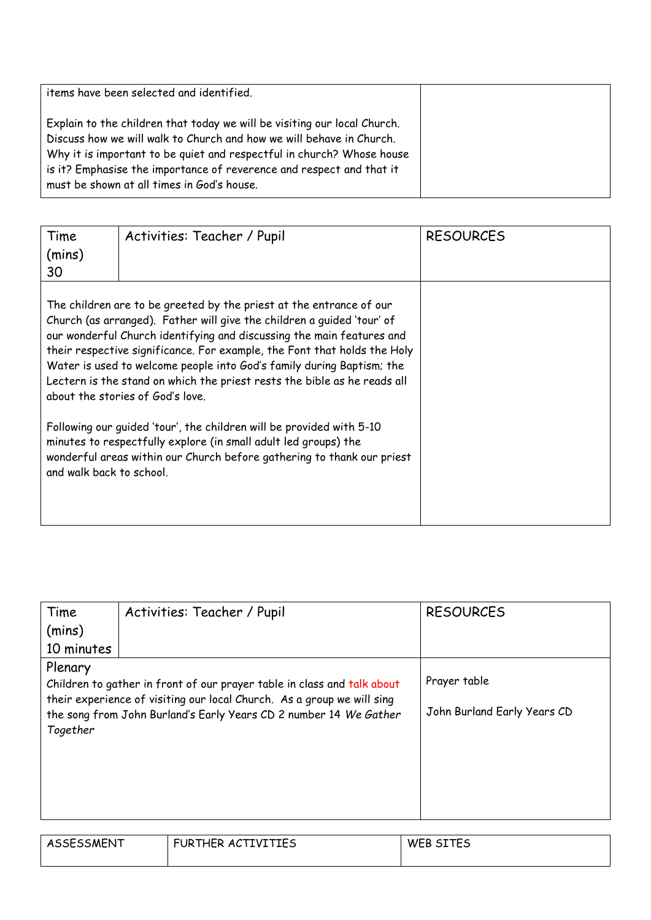| | |
|---|---|
| items have been selected and identified.<br><br>Explain to the children that today we will be visiting our local Church. Discuss how we will walk to Church and how we will behave in Church. Why it is important to be quiet and respectful in church? Whose house is it? Emphasise the importance of reverence and respect and that it must be shown at all times in God's house. | |

| Time (mins) 30 | Activities: Teacher / Pupil | RESOURCES |
|---|---|---|
| The children are to be greeted by the priest at the entrance of our Church (as arranged). Father will give the children a guided 'tour' of our wonderful Church identifying and discussing the main features and their respective significance. For example, the Font that holds the Holy Water is used to welcome people into God's family during Baptism; the Lectern is the stand on which the priest rests the bible as he reads all about the stories of God's love.<br><br>Following our guided 'tour', the children will be provided with 5-10 minutes to respectfully explore (in small adult led groups) the wonderful areas within our Church before gathering to thank our priest and walk back to school. | | |

| Time (mins) 10 minutes | Activities: Teacher / Pupil | RESOURCES |
|---|---|---|
| Plenary<br>Children to gather in front of our prayer table in class and talk about their experience of visiting our local Church. As a group we will sing the song from John Burland's Early Years CD 2 number 14 *We Gather Together* | | Prayer table<br><br>John Burland Early Years CD |

| ASSESSMENT | FURTHER ACTIVITIES | WEB SITES |
|---|---|---|
| | | |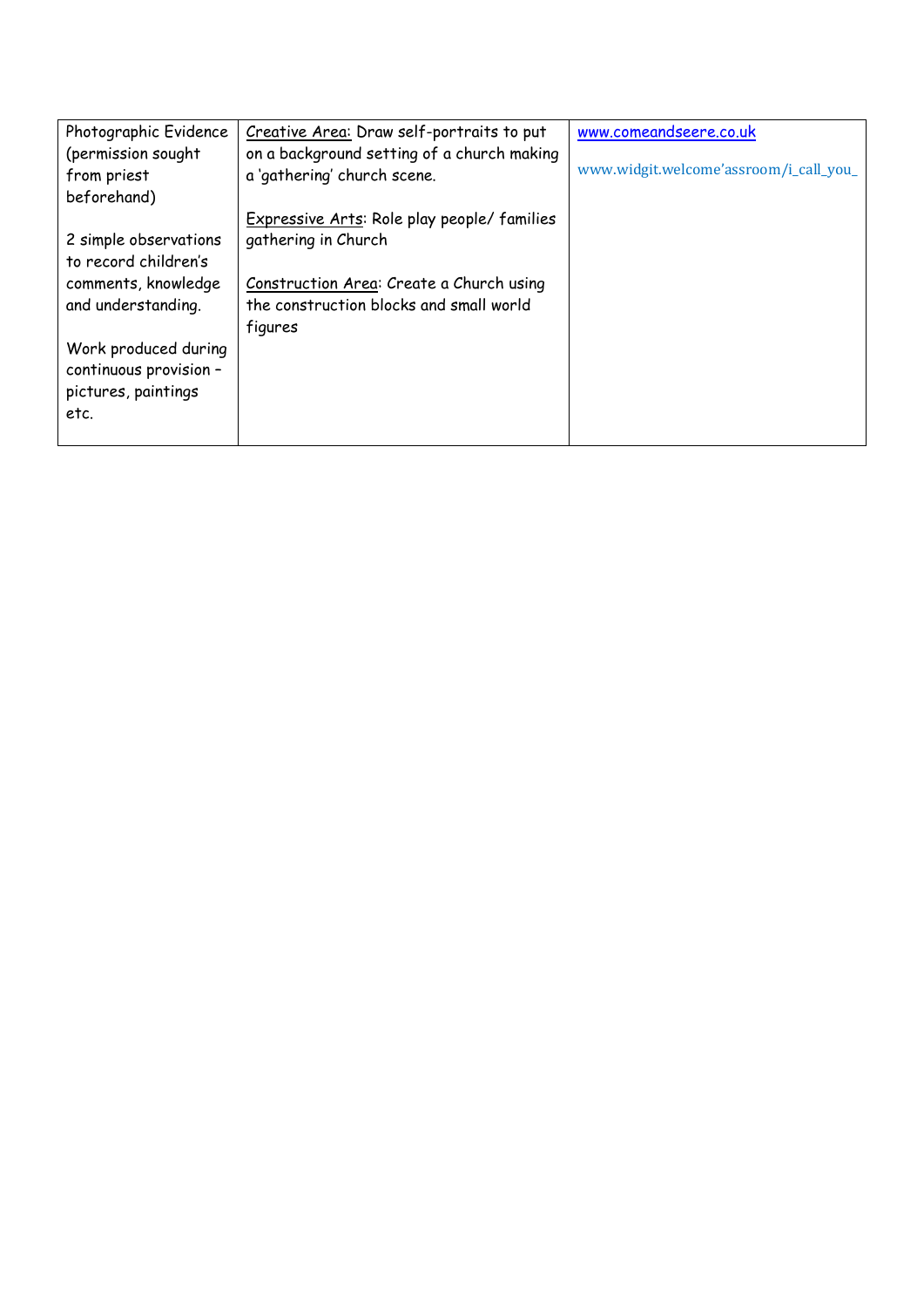| | | |
|---|---|---|
| Photographic Evidence (permission sought from priest beforehand)<br><br>2 simple observations to record children's comments, knowledge and understanding.<br><br>Work produced during continuous provision – pictures, paintings etc. | Creative Area: Draw self-portraits to put on a background setting of a church making a 'gathering' church scene.<br><br>Expressive Arts: Role play people/ families gathering in Church<br><br>Construction Area: Create a Church using the construction blocks and small world figures | www.comeandseere.co.uk<br><br>www.widgit.welcome'assroom/i_call_you_ |